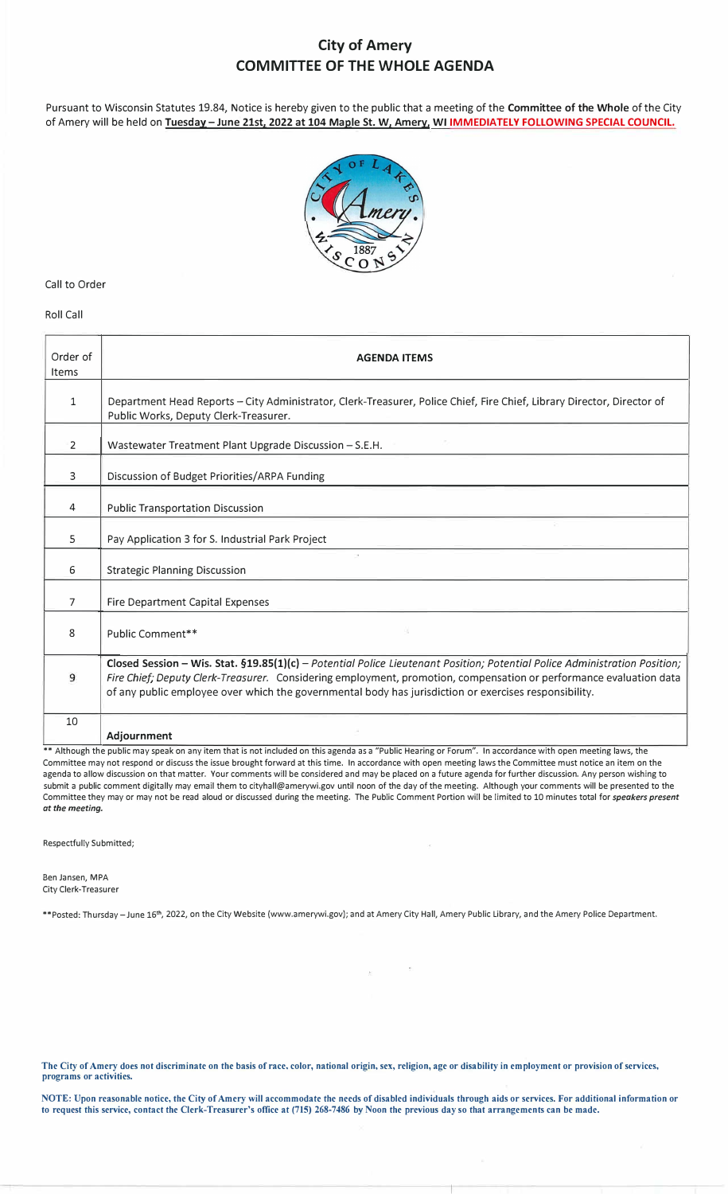# City of Amery
## COMMITTEE OF THE WHOLE AGENDA

Pursuant to Wisconsin Statutes 19.84, Notice is hereby given to the public that a meeting of the **Committee of the Whole** of the City of Amery will be held on **Tuesday – June 21st, 2022 at 104 Maple St. W, Amery, WI IMMEDIATELY FOLLOWING SPECIAL COUNCIL.**

Call to Order

Roll Call

| Order of Items | **AGENDA ITEMS** |
|---|---|
| 1 | Department Head Reports – City Administrator, Clerk-Treasurer, Police Chief, Fire Chief, Library Director, Director of Public Works, Deputy Clerk-Treasurer. |
| 2 | Wastewater Treatment Plant Upgrade Discussion – S.E.H. |
| 3 | Discussion of Budget Priorities/ARPA Funding |
| 4 | Public Transportation Discussion |
| 5 | Pay Application 3 for S. Industrial Park Project |
| 6 | Strategic Planning Discussion |
| 7 | Fire Department Capital Expenses |
| 8 | Public Comment** |
| 9 | **Closed Session – Wis. Stat. §19.85(1)(c)** – *Potential Police Lieutenant Position; Potential Police Administration Position; Fire Chief; Deputy Clerk-Treasurer.* Considering employment, promotion, compensation or performance evaluation data of any public employee over which the governmental body has jurisdiction or exercises responsibility. |
| 10 | **Adjournment** |

** Although the public may speak on any item that is not included on this agenda as a "Public Hearing or Forum". In accordance with open meeting laws, the Committee may not respond or discuss the issue brought forward at this time. In accordance with open meeting laws the Committee must notice an item on the agenda to allow discussion on that matter. Your comments will be considered and may be placed on a future agenda for further discussion. Any person wishing to submit a public comment digitally may email them to cityhall@amerywi.gov until noon of the day of the meeting. Although your comments will be presented to the Committee they may or may not be read aloud or discussed during the meeting. The Public Comment Portion will be limited to 10 minutes total for ***speakers present at the meeting.***

Respectfully Submitted;

Ben Jansen, MPA
City Clerk-Treasurer

**Posted: Thursday – June 16th, 2022, on the City Website (www.amerywi.gov); and at Amery City Hall, Amery Public Library, and the Amery Police Department.

**The City of Amery does not discriminate on the basis of race, color, national origin, sex, religion, age or disability in employment or provision of services, programs or activities.**

**NOTE: Upon reasonable notice, the City of Amery will accommodate the needs of disabled individuals through aids or services. For additional information or to request this service, contact the Clerk-Treasurer's office at (715) 268-7486 by Noon the previous day so that arrangements can be made.**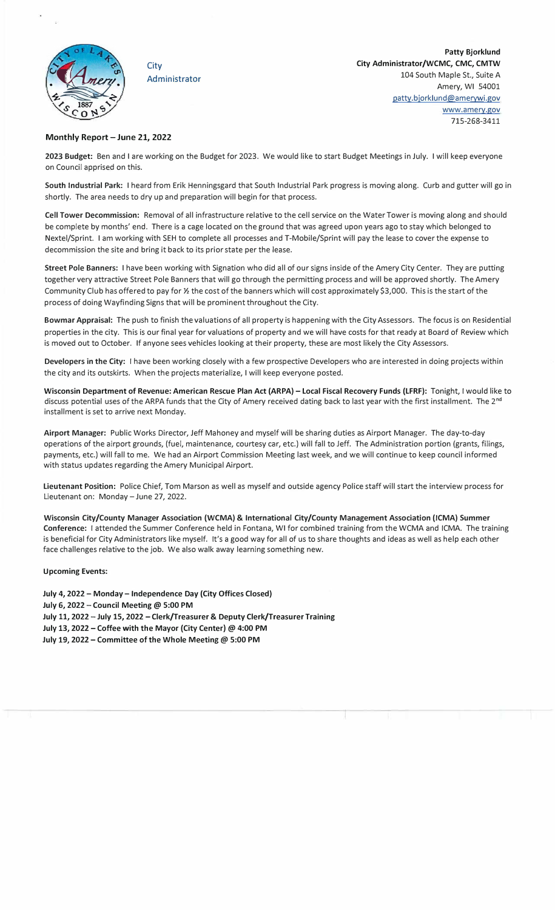City Administrator

**Patty Bjorklund**
**City Administrator/WCMC, CMC, CMTW**
104 South Maple St., Suite A
Amery, WI 54001
patty.bjorklund@amerywi.gov
www.amery.gov
715-268-3411

**Monthly Report – June 21, 2022**

**2023 Budget:** Ben and I are working on the Budget for 2023. We would like to start Budget Meetings in July. I will keep everyone on Council apprised on this.

**South Industrial Park:** I heard from Erik Henningsgard that South Industrial Park progress is moving along. Curb and gutter will go in shortly. The area needs to dry up and preparation will begin for that process.

**Cell Tower Decommission:** Removal of all infrastructure relative to the cell service on the Water Tower is moving along and should be complete by months' end. There is a cage located on the ground that was agreed upon years ago to stay which belonged to Nextel/Sprint. I am working with SEH to complete all processes and T-Mobile/Sprint will pay the lease to cover the expense to decommission the site and bring it back to its prior state per the lease.

**Street Pole Banners:** I have been working with Signation who did all of our signs inside of the Amery City Center. They are putting together very attractive Street Pole Banners that will go through the permitting process and will be approved shortly. The Amery Community Club has offered to pay for ½ the cost of the banners which will cost approximately $3,000. This is the start of the process of doing Wayfinding Signs that will be prominent throughout the City.

**Bowmar Appraisal:** The push to finish the valuations of all property is happening with the City Assessors. The focus is on Residential properties in the city. This is our final year for valuations of property and we will have costs for that ready at Board of Review which is moved out to October. If anyone sees vehicles looking at their property, these are most likely the City Assessors.

**Developers in the City:** I have been working closely with a few prospective Developers who are interested in doing projects within the city and its outskirts. When the projects materialize, I will keep everyone posted.

**Wisconsin Department of Revenue: American Rescue Plan Act (ARPA) – Local Fiscal Recovery Funds (LFRF):** Tonight, I would like to discuss potential uses of the ARPA funds that the City of Amery received dating back to last year with the first installment. The 2nd installment is set to arrive next Monday.

**Airport Manager:** Public Works Director, Jeff Mahoney and myself will be sharing duties as Airport Manager. The day-to-day operations of the airport grounds, (fuel, maintenance, courtesy car, etc.) will fall to Jeff. The Administration portion (grants, filings, payments, etc.) will fall to me. We had an Airport Commission Meeting last week, and we will continue to keep council informed with status updates regarding the Amery Municipal Airport.

**Lieutenant Position:** Police Chief, Tom Marson as well as myself and outside agency Police staff will start the interview process for Lieutenant on: Monday – June 27, 2022.

**Wisconsin City/County Manager Association (WCMA) & International City/County Management Association (ICMA) Summer Conference:** I attended the Summer Conference held in Fontana, WI for combined training from the WCMA and ICMA. The training is beneficial for City Administrators like myself. It's a good way for all of us to share thoughts and ideas as well as help each other face challenges relative to the job. We also walk away learning something new.

**Upcoming Events:**

**July 4, 2022 – Monday – Independence Day (City Offices Closed)**
**July 6, 2022 – Council Meeting @ 5:00 PM**
**July 11, 2022 – July 15, 2022 – Clerk/Treasurer & Deputy Clerk/Treasurer Training**
**July 13, 2022 – Coffee with the Mayor (City Center) @ 4:00 PM**
**July 19, 2022 – Committee of the Whole Meeting @ 5:00 PM**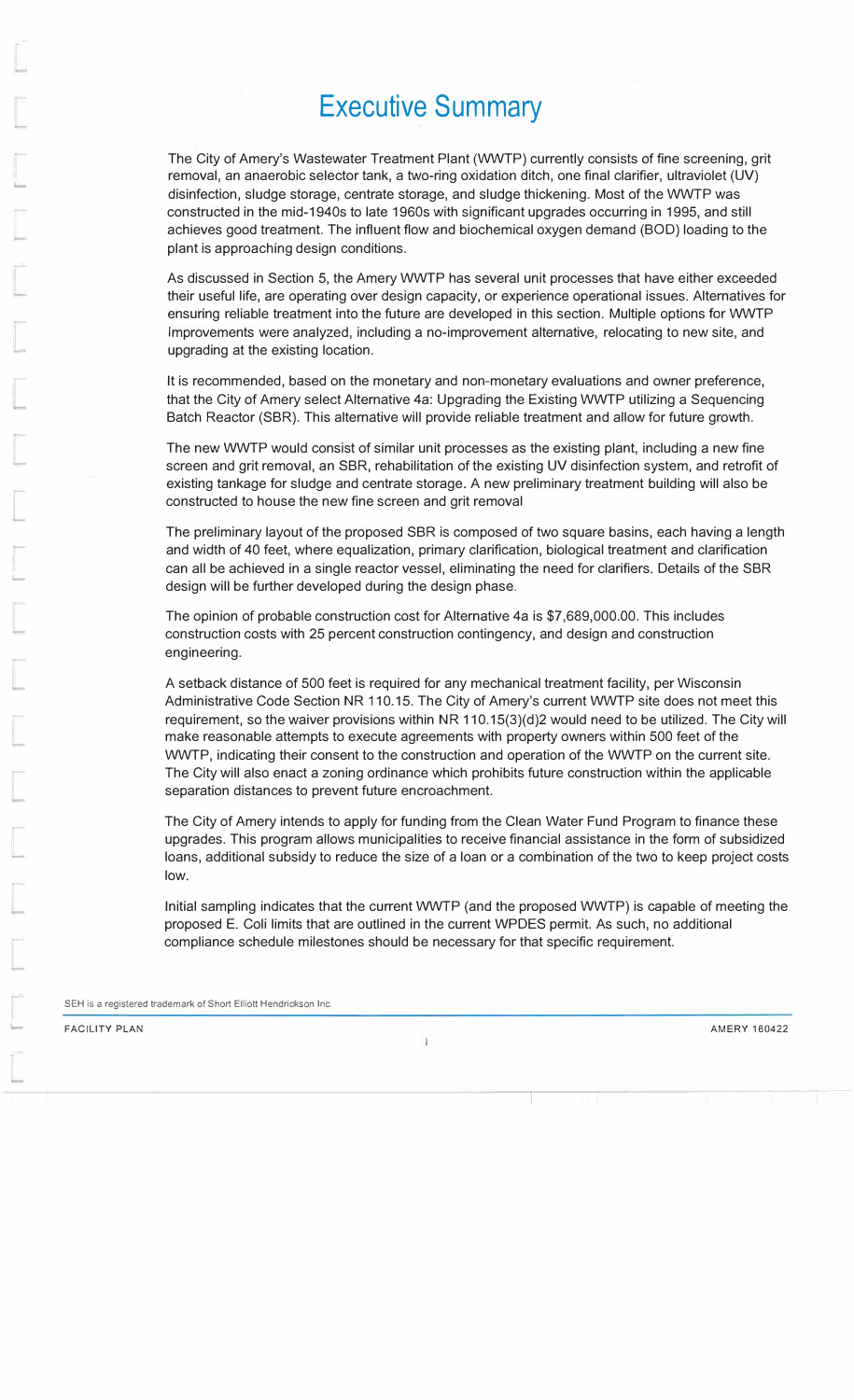# Executive Summary

The City of Amery's Wastewater Treatment Plant (WWTP) currently consists of fine screening, grit removal, an anaerobic selector tank, a two-ring oxidation ditch, one final clarifier, ultraviolet (UV) disinfection, sludge storage, centrate storage, and sludge thickening. Most of the WWTP was constructed in the mid-1940s to late 1960s with significant upgrades occurring in 1995, and still achieves good treatment. The influent flow and biochemical oxygen demand (BOD) loading to the plant is approaching design conditions.

As discussed in Section 5, the Amery WWTP has several unit processes that have either exceeded their useful life, are operating over design capacity, or experience operational issues. Alternatives for ensuring reliable treatment into the future are developed in this section. Multiple options for WWTP Improvements were analyzed, including a no-improvement alternative, relocating to new site, and upgrading at the existing location.

It is recommended, based on the monetary and non-monetary evaluations and owner preference, that the City of Amery select Alternative 4a: Upgrading the Existing WWTP utilizing a Sequencing Batch Reactor (SBR). This alternative will provide reliable treatment and allow for future growth.

The new WWTP would consist of similar unit processes as the existing plant, including a new fine screen and grit removal, an SBR, rehabilitation of the existing UV disinfection system, and retrofit of existing tankage for sludge and centrate storage. A new preliminary treatment building will also be constructed to house the new fine screen and grit removal

The preliminary layout of the proposed SBR is composed of two square basins, each having a length and width of 40 feet, where equalization, primary clarification, biological treatment and clarification can all be achieved in a single reactor vessel, eliminating the need for clarifiers. Details of the SBR design will be further developed during the design phase.

The opinion of probable construction cost for Alternative 4a is $7,689,000.00. This includes construction costs with 25 percent construction contingency, and design and construction engineering.

A setback distance of 500 feet is required for any mechanical treatment facility, per Wisconsin Administrative Code Section NR 110.15. The City of Amery's current WWTP site does not meet this requirement, so the waiver provisions within NR 110.15(3)(d)2 would need to be utilized. The City will make reasonable attempts to execute agreements with property owners within 500 feet of the WWTP, indicating their consent to the construction and operation of the WWTP on the current site. The City will also enact a zoning ordinance which prohibits future construction within the applicable separation distances to prevent future encroachment.

The City of Amery intends to apply for funding from the Clean Water Fund Program to finance these upgrades. This program allows municipalities to receive financial assistance in the form of subsidized loans, additional subsidy to reduce the size of a loan or a combination of the two to keep project costs low.

Initial sampling indicates that the current WWTP (and the proposed WWTP) is capable of meeting the proposed E. Coli limits that are outlined in the current WPDES permit. As such, no additional compliance schedule milestones should be necessary for that specific requirement.

SEH is a registered trademark of Short Elliott Hendrickson Inc.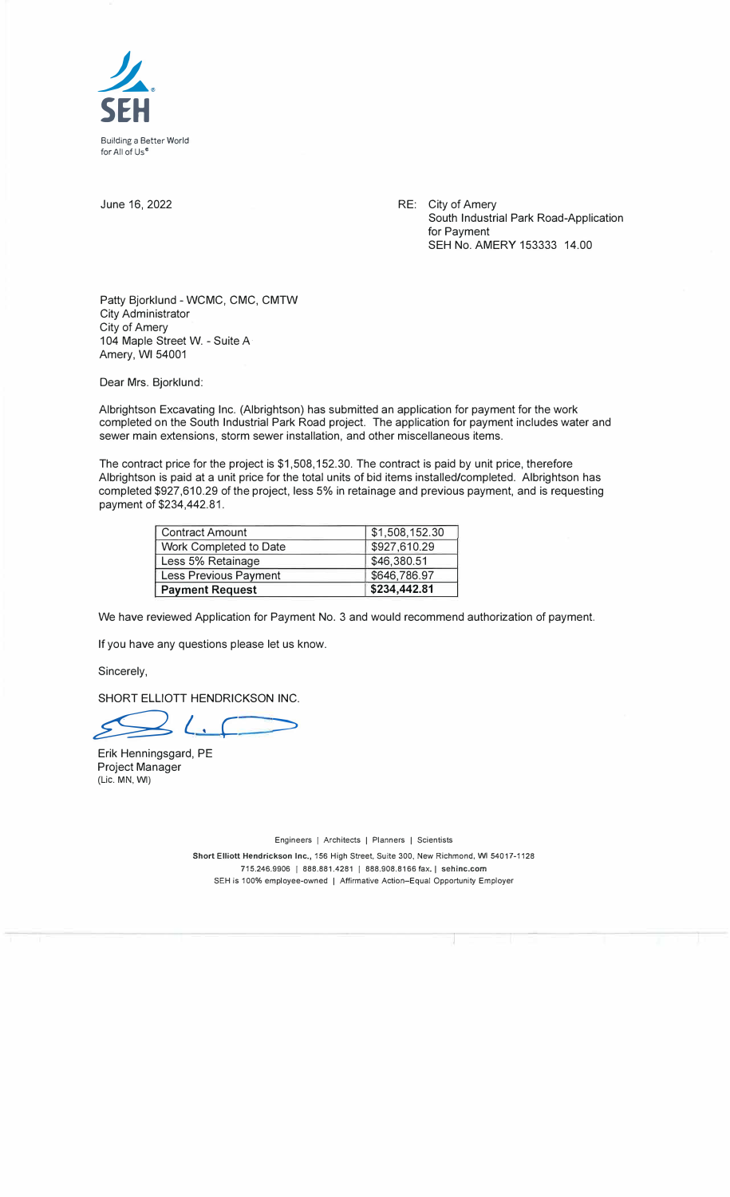SEH

Building a Better World for All of Us®

June 16, 2022

RE: City of Amery
South Industrial Park Road-Application for Payment
SEH No. AMERY 153333 14.00

Patty Bjorklund - WCMC, CMC, CMTW
City Administrator
City of Amery
104 Maple Street W. - Suite A
Amery, WI 54001

Dear Mrs. Bjorklund:

Albrightson Excavating Inc. (Albrightson) has submitted an application for payment for the work completed on the South Industrial Park Road project. The application for payment includes water and sewer main extensions, storm sewer installation, and other miscellaneous items.

The contract price for the project is $1,508,152.30. The contract is paid by unit price, therefore Albrightson is paid at a unit price for the total units of bid items installed/completed. Albrightson has completed $927,610.29 of the project, less 5% in retainage and previous payment, and is requesting payment of $234,442.81.

| | |
|---|---|
| Contract Amount | $1,508,152.30 |
| Work Completed to Date | $927,610.29 |
| Less 5% Retainage | $46,380.51 |
| Less Previous Payment | $646,786.97 |
| **Payment Request** | **$234,442.81** |

We have reviewed Application for Payment No. 3 and would recommend authorization of payment.

If you have any questions please let us know.

Sincerely,

SHORT ELLIOTT HENDRICKSON INC.

Erik Henningsgard, PE
Project Manager
(Lic. MN, WI)

Engineers | Architects | Planners | Scientists

**Short Elliott Hendrickson Inc.**, 156 High Street, Suite 300, New Richmond, WI 54017-1128
715.246.9906 | 888.881.4281 | 888.908.8166 fax. | **sehinc.com**
SEH is 100% employee-owned | Affirmative Action–Equal Opportunity Employer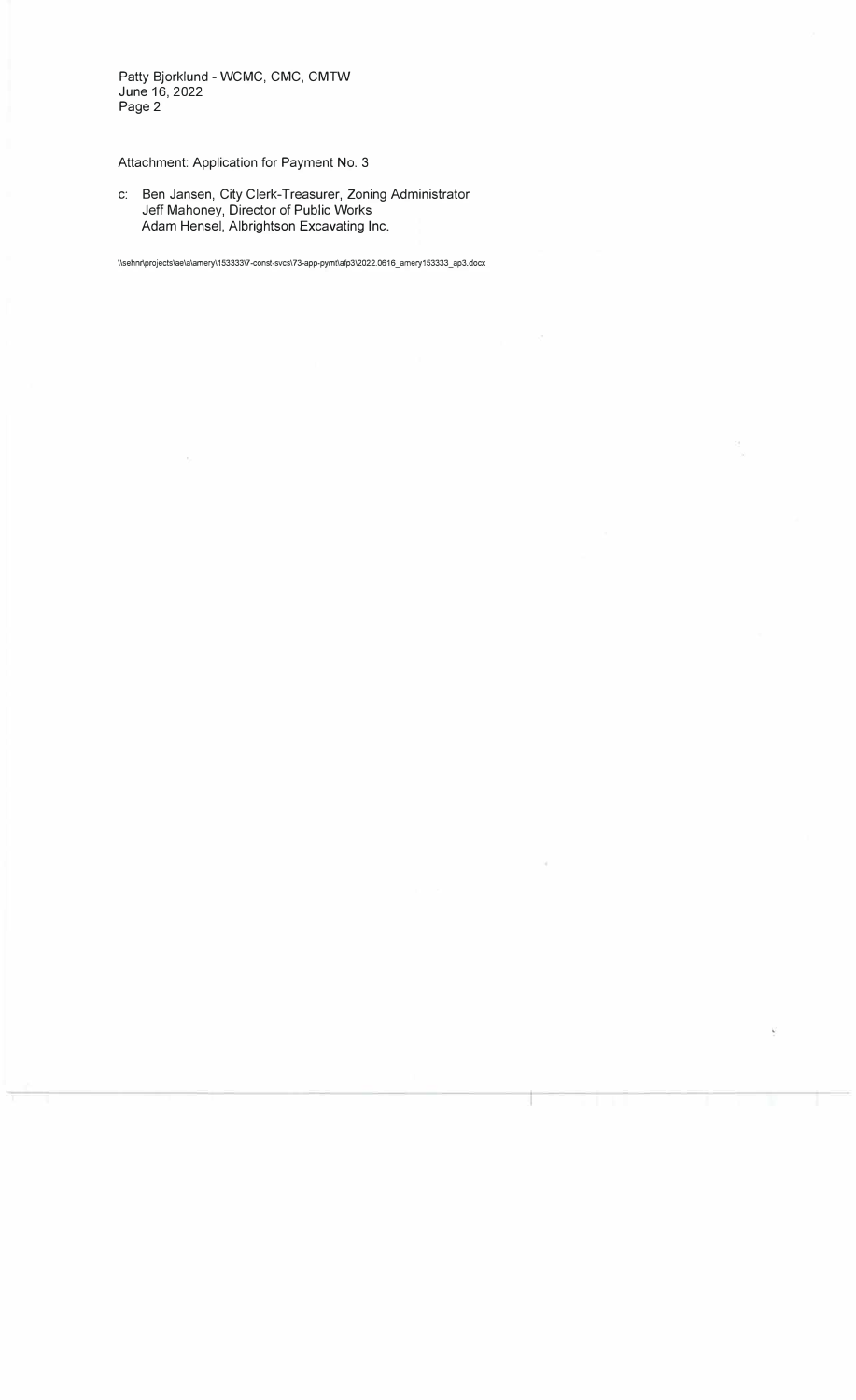Attachment: Application for Payment No. 3

c: Ben Jansen, City Clerk-Treasurer, Zoning Administrator
 Jeff Mahoney, Director of Public Works
 Adam Hensel, Albrightson Excavating Inc.

\\sehnr\projects\ae\a\amery\153333\7-const-svcs\73-app-pymt\afp3\2022.0616_amery153333_ap3.docx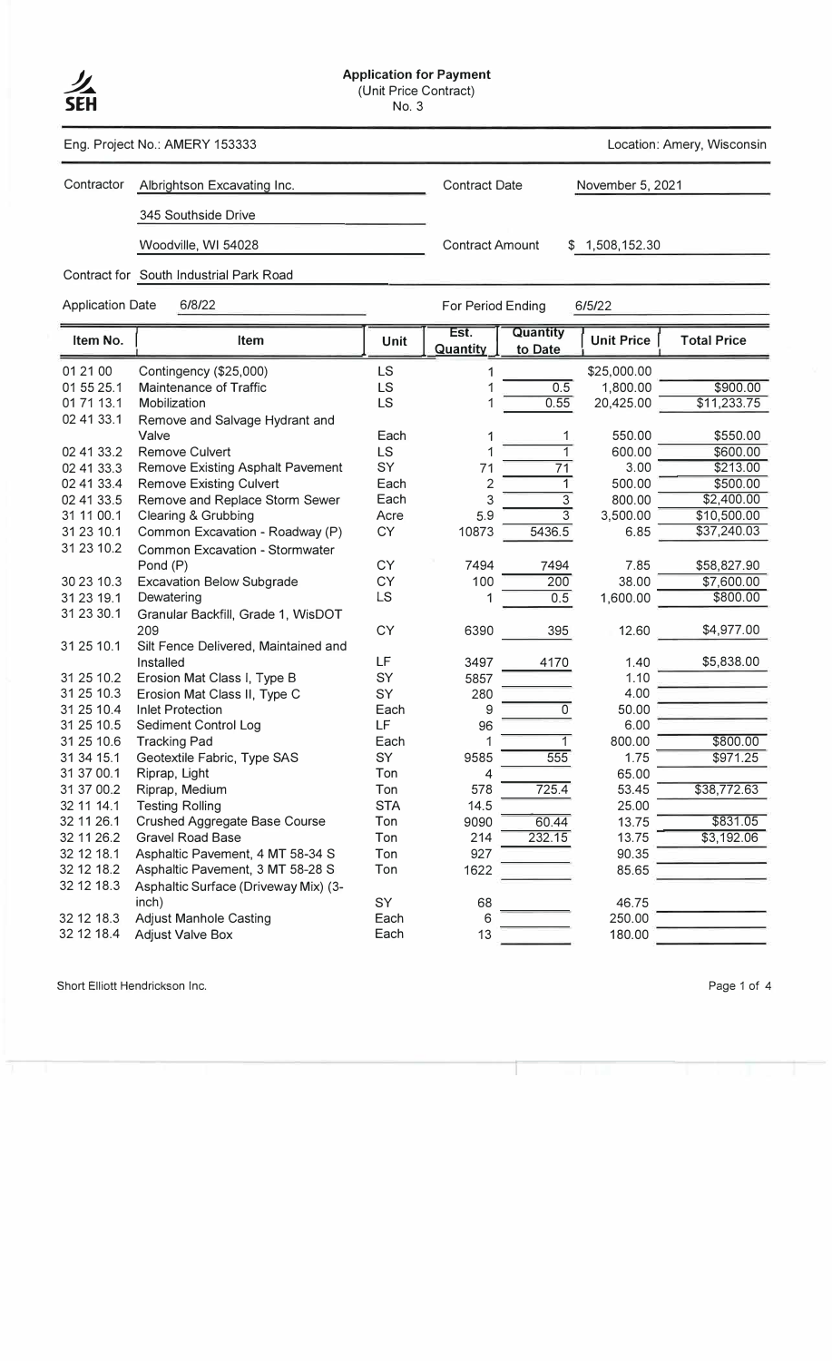SEH

# Application for Payment
(Unit Price Contract)
No. 3

Eng. Project No.: AMERY 153333 | Location: Amery, Wisconsin

| | | | |
|---|---|---|---|
| Contractor | Albrightson Excavating Inc. | Contract Date | November 5, 2021 |
| | 345 Southside Drive | | |
| | Woodville, WI 54028 | Contract Amount | $ 1,508,152.30 |
| Contract for | South Industrial Park Road | | |
| Application Date | 6/8/22 | For Period Ending | 6/5/22 |

| Item No. | Item | Unit | Est. Quantity | Quantity to Date | Unit Price | Total Price |
|---|---|---|---|---|---|---|
| 01 21 00 | Contingency ($25,000) | LS | 1 | | $25,000.00 | |
| 01 55 25.1 | Maintenance of Traffic | LS | 1 | 0.5 | 1,800.00 | $900.00 |
| 01 71 13.1 | Mobilization | LS | 1 | 0.55 | 20,425.00 | $11,233.75 |
| 02 41 33.1 | Remove and Salvage Hydrant and Valve | Each | 1 | 1 | 550.00 | $550.00 |
| 02 41 33.2 | Remove Culvert | LS | 1 | 1 | 600.00 | $600.00 |
| 02 41 33.3 | Remove Existing Asphalt Pavement | SY | 71 | 71 | 3.00 | $213.00 |
| 02 41 33.4 | Remove Existing Culvert | Each | 2 | 1 | 500.00 | $500.00 |
| 02 41 33.5 | Remove and Replace Storm Sewer | Each | 3 | 3 | 800.00 | $2,400.00 |
| 31 11 00.1 | Clearing & Grubbing | Acre | 5.9 | 3 | 3,500.00 | $10,500.00 |
| 31 23 10.1 | Common Excavation - Roadway (P) | CY | 10873 | 5436.5 | 6.85 | $37,240.03 |
| 31 23 10.2 | Common Excavation - Stormwater Pond (P) | CY | 7494 | 7494 | 7.85 | $58,827.90 |
| 30 23 10.3 | Excavation Below Subgrade | CY | 100 | 200 | 38.00 | $7,600.00 |
| 31 23 19.1 | Dewatering | LS | 1 | 0.5 | 1,600.00 | $800.00 |
| 31 23 30.1 | Granular Backfill, Grade 1, WisDOT 209 | CY | 6390 | 395 | 12.60 | $4,977.00 |
| 31 25 10.1 | Silt Fence Delivered, Maintained and Installed | LF | 3497 | 4170 | 1.40 | $5,838.00 |
| 31 25 10.2 | Erosion Mat Class I, Type B | SY | 5857 | | 1.10 | |
| 31 25 10.3 | Erosion Mat Class II, Type C | SY | 280 | | 4.00 | |
| 31 25 10.4 | Inlet Protection | Each | 9 | 0 | 50.00 | |
| 31 25 10.5 | Sediment Control Log | LF | 96 | | 6.00 | |
| 31 25 10.6 | Tracking Pad | Each | 1 | 1 | 800.00 | $800.00 |
| 31 34 15.1 | Geotextile Fabric, Type SAS | SY | 9585 | 555 | 1.75 | $971.25 |
| 31 37 00.1 | Riprap, Light | Ton | 4 | | 65.00 | |
| 31 37 00.2 | Riprap, Medium | Ton | 578 | 725.4 | 53.45 | $38,772.63 |
| 32 11 14.1 | Testing Rolling | STA | 14.5 | | 25.00 | |
| 32 11 26.1 | Crushed Aggregate Base Course | Ton | 9090 | 60.44 | 13.75 | $831.05 |
| 32 11 26.2 | Gravel Road Base | Ton | 214 | 232.15 | 13.75 | $3,192.06 |
| 32 12 18.1 | Asphaltic Pavement, 4 MT 58-34 S | Ton | 927 | | 90.35 | |
| 32 12 18.2 | Asphaltic Pavement, 3 MT 58-28 S | Ton | 1622 | | 85.65 | |
| 32 12 18.3 | Asphaltic Surface (Driveway Mix) (3-inch) | SY | 68 | | 46.75 | |
| 32 12 18.3 | Adjust Manhole Casting | Each | 6 | | 250.00 | |
| 32 12 18.4 | Adjust Valve Box | Each | 13 | | 180.00 | |

Short Elliott Hendrickson Inc.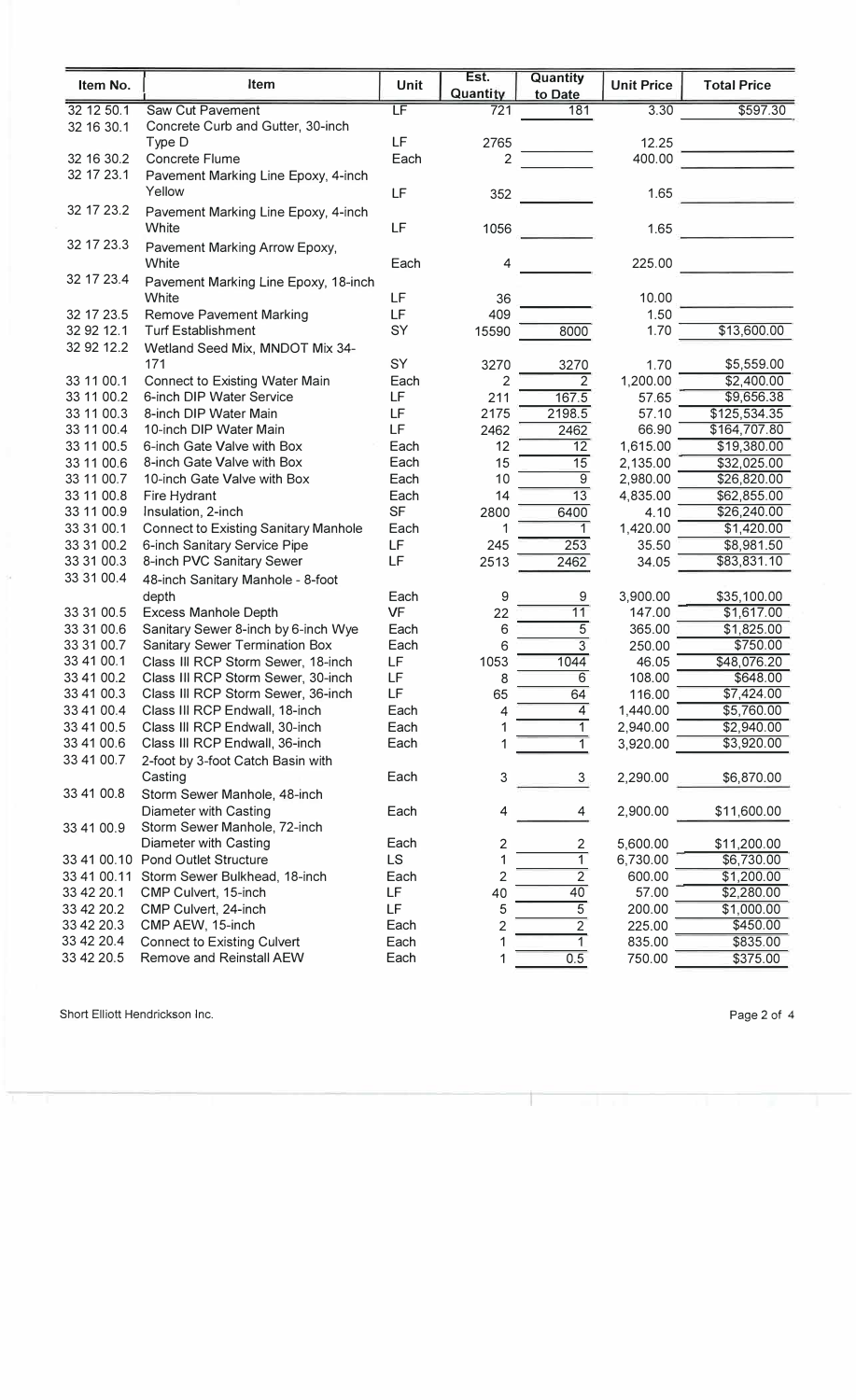| Item No. | Item | Unit | Est. Quantity | Quantity to Date | Unit Price | Total Price |
|---|---|---|---|---|---|---|
| 32 12 50.1 | Saw Cut Pavement | LF | 721 | 181 | 3.30 | $597.30 |
| 32 16 30.1 | Concrete Curb and Gutter, 30-inch Type D | LF | 2765 | | 12.25 | |
| 32 16 30.2 | Concrete Flume | Each | 2 | | 400.00 | |
| 32 17 23.1 | Pavement Marking Line Epoxy, 4-inch Yellow | LF | 352 | | 1.65 | |
| 32 17 23.2 | Pavement Marking Line Epoxy, 4-inch White | LF | 1056 | | 1.65 | |
| 32 17 23.3 | Pavement Marking Arrow Epoxy, White | Each | 4 | | 225.00 | |
| 32 17 23.4 | Pavement Marking Line Epoxy, 18-inch White | LF | 36 | | 10.00 | |
| 32 17 23.5 | Remove Pavement Marking | LF | 409 | | 1.50 | |
| 32 92 12.1 | Turf Establishment | SY | 15590 | 8000 | 1.70 | $13,600.00 |
| 32 92 12.2 | Wetland Seed Mix, MNDOT Mix 34-171 | SY | 3270 | 3270 | 1.70 | $5,559.00 |
| 33 11 00.1 | Connect to Existing Water Main | Each | 2 | 2 | 1,200.00 | $2,400.00 |
| 33 11 00.2 | 6-inch DIP Water Service | LF | 211 | 167.5 | 57.65 | $9,656.38 |
| 33 11 00.3 | 8-inch DIP Water Main | LF | 2175 | 2198.5 | 57.10 | $125,534.35 |
| 33 11 00.4 | 10-inch DIP Water Main | LF | 2462 | 2462 | 66.90 | $164,707.80 |
| 33 11 00.5 | 6-inch Gate Valve with Box | Each | 12 | 12 | 1,615.00 | $19,380.00 |
| 33 11 00.6 | 8-inch Gate Valve with Box | Each | 15 | 15 | 2,135.00 | $32,025.00 |
| 33 11 00.7 | 10-inch Gate Valve with Box | Each | 10 | 9 | 2,980.00 | $26,820.00 |
| 33 11 00.8 | Fire Hydrant | Each | 14 | 13 | 4,835.00 | $62,855.00 |
| 33 11 00.9 | Insulation, 2-inch | SF | 2800 | 6400 | 4.10 | $26,240.00 |
| 33 31 00.1 | Connect to Existing Sanitary Manhole | Each | 1 | 1 | 1,420.00 | $1,420.00 |
| 33 31 00.2 | 6-inch Sanitary Service Pipe | LF | 245 | 253 | 35.50 | $8,981.50 |
| 33 31 00.3 | 8-inch PVC Sanitary Sewer | LF | 2513 | 2462 | 34.05 | $83,831.10 |
| 33 31 00.4 | 48-inch Sanitary Manhole - 8-foot depth | Each | 9 | 9 | 3,900.00 | $35,100.00 |
| 33 31 00.5 | Excess Manhole Depth | VF | 22 | 11 | 147.00 | $1,617.00 |
| 33 31 00.6 | Sanitary Sewer 8-inch by 6-inch Wye | Each | 6 | 5 | 365.00 | $1,825.00 |
| 33 31 00.7 | Sanitary Sewer Termination Box | Each | 6 | 3 | 250.00 | $750.00 |
| 33 41 00.1 | Class III RCP Storm Sewer, 18-inch | LF | 1053 | 1044 | 46.05 | $48,076.20 |
| 33 41 00.2 | Class III RCP Storm Sewer, 30-inch | LF | 8 | 6 | 108.00 | $648.00 |
| 33 41 00.3 | Class III RCP Storm Sewer, 36-inch | LF | 65 | 64 | 116.00 | $7,424.00 |
| 33 41 00.4 | Class III RCP Endwall, 18-inch | Each | 4 | 4 | 1,440.00 | $5,760.00 |
| 33 41 00.5 | Class III RCP Endwall, 30-inch | Each | 1 | 1 | 2,940.00 | $2,940.00 |
| 33 41 00.6 | Class III RCP Endwall, 36-inch | Each | 1 | 1 | 3,920.00 | $3,920.00 |
| 33 41 00.7 | 2-foot by 3-foot Catch Basin with Casting | Each | 3 | 3 | 2,290.00 | $6,870.00 |
| 33 41 00.8 | Storm Sewer Manhole, 48-inch Diameter with Casting | Each | 4 | 4 | 2,900.00 | $11,600.00 |
| 33 41 00.9 | Storm Sewer Manhole, 72-inch Diameter with Casting | Each | 2 | 2 | 5,600.00 | $11,200.00 |
| 33 41 00.10 | Pond Outlet Structure | LS | 1 | 1 | 6,730.00 | $6,730.00 |
| 33 41 00.11 | Storm Sewer Bulkhead, 18-inch | Each | 2 | 2 | 600.00 | $1,200.00 |
| 33 42 20.1 | CMP Culvert, 15-inch | LF | 40 | 40 | 57.00 | $2,280.00 |
| 33 42 20.2 | CMP Culvert, 24-inch | LF | 5 | 5 | 200.00 | $1,000.00 |
| 33 42 20.3 | CMP AEW, 15-inch | Each | 2 | 2 | 225.00 | $450.00 |
| 33 42 20.4 | Connect to Existing Culvert | Each | 1 | 1 | 835.00 | $835.00 |
| 33 42 20.5 | Remove and Reinstall AEW | Each | 1 | 0.5 | 750.00 | $375.00 |

Short Elliott Hendrickson Inc.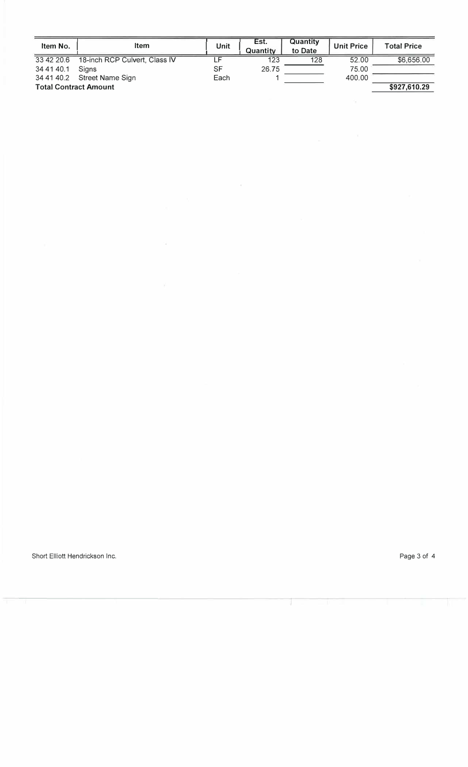| Item No. | Item | Unit | Est. Quantity | Quantity to Date | Unit Price | Total Price |
|---|---|---|---|---|---|---|
| 33 42 20.6 | 18-inch RCP Culvert, Class IV | LF | 123 | 128 | 52.00 | $6,656.00 |
| 34 41 40.1 | Signs | SF | 26.75 | | 75.00 | |
| 34 41 40.2 | Street Name Sign | Each | 1 | | 400.00 | |
| **Total Contract Amount** | | | | | | **$927,610.29** |

Short Elliott Hendrickson Inc.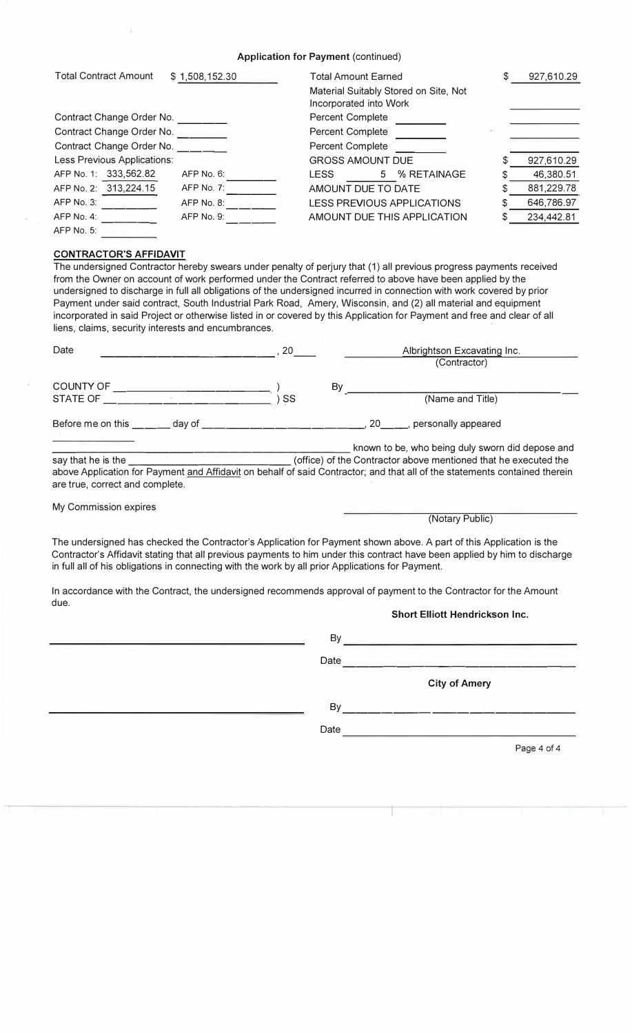**Application for Payment** (continued)

| | | | |
|---|---|---|---|
| Total Contract Amount | $ 1,508,152.30 | Total Amount Earned | $ 927,610.29 |
| | | Material Suitably Stored on Site, Not Incorporated into Work | |
| Contract Change Order No. | | Percent Complete | |
| Contract Change Order No. | | Percent Complete | |
| Contract Change Order No. | | Percent Complete | |
| Less Previous Applications: | | GROSS AMOUNT DUE | $ 927,610.29 |
| AFP No. 1: 333,562.82 | AFP No. 6: | LESS 5 % RETAINAGE | $ 46,380.51 |
| AFP No. 2: 313,224.15 | AFP No. 7: | AMOUNT DUE TO DATE | $ 881,229.78 |
| AFP No. 3: | AFP No. 8: | LESS PREVIOUS APPLICATIONS | $ 646,786.97 |
| AFP No. 4: | AFP No. 9: | AMOUNT DUE THIS APPLICATION | $ 234,442.81 |
| AFP No. 5: | | | |

**CONTRACTOR'S AFFIDAVIT**

The undersigned Contractor hereby swears under penalty of perjury that (1) all previous progress payments received from the Owner on account of work performed under the Contract referred to above have been applied by the undersigned to discharge in full all obligations of the undersigned incurred in connection with work covered by prior Payment under said contract, South Industrial Park Road, Amery, Wisconsin, and (2) all material and equipment incorporated in said Project or otherwise listed in or covered by this Application for Payment and free and clear of all liens, claims, security interests and encumbrances.

Date ____________________, 20____

Albrightson Excavating Inc.
(Contractor)

COUNTY OF ____________________ )
STATE OF ____________________ ) SS

By ____________________
(Name and Title)

Before me on this ______ day of ____________________, 20____, personally appeared ____________________ known to be, who being duly sworn did depose and say that he is the ____________________ (office) of the Contractor above mentioned that he executed the above Application for Payment and Affidavit on behalf of said Contractor; and that all of the statements contained therein are true, correct and complete.

My Commission expires

____________________
(Notary Public)

The undersigned has checked the Contractor's Application for Payment shown above. A part of this Application is the Contractor's Affidavit stating that all previous payments to him under this contract have been applied by him to discharge in full all of his obligations in connecting with the work by all prior Applications for Payment.

In accordance with the Contract, the undersigned recommends approval of payment to the Contractor for the Amount due.

**Short Elliott Hendrickson Inc.**

By ____________________

Date ____________________

**City of Amery**

By ____________________

Date ____________________